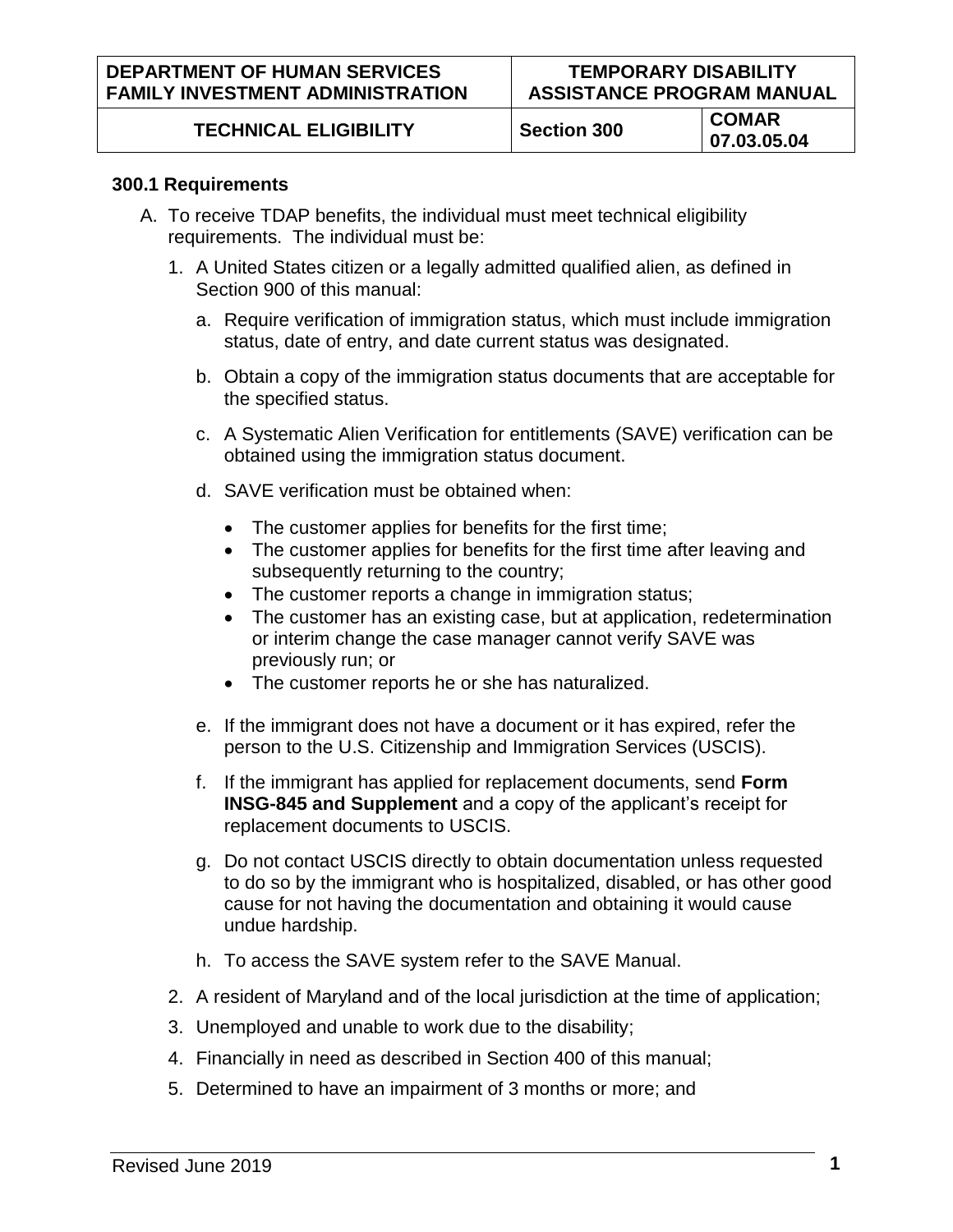| DEPARTMENT OF HUMAN SERVICES FAMILY INVESTMENT ADMINISTRATION | TEMPORARY DISABILITY ASSISTANCE PROGRAM MANUAL | |
|---|---|---|
| TECHNICAL ELIGIBILITY | Section 300 | COMAR 07.03.05.04 |

### 300.1 Requirements

A. To receive TDAP benefits, the individual must meet technical eligibility requirements. The individual must be:

1. A United States citizen or a legally admitted qualified alien, as defined in Section 900 of this manual:

   a. Require verification of immigration status, which must include immigration status, date of entry, and date current status was designated.

   b. Obtain a copy of the immigration status documents that are acceptable for the specified status.

   c. A Systematic Alien Verification for entitlements (SAVE) verification can be obtained using the immigration status document.

   d. SAVE verification must be obtained when:

      - The customer applies for benefits for the first time;
      - The customer applies for benefits for the first time after leaving and subsequently returning to the country;
      - The customer reports a change in immigration status;
      - The customer has an existing case, but at application, redetermination or interim change the case manager cannot verify SAVE was previously run; or
      - The customer reports he or she has naturalized.

   e. If the immigrant does not have a document or it has expired, refer the person to the U.S. Citizenship and Immigration Services (USCIS).

   f. If the immigrant has applied for replacement documents, send **Form INSG-845 and Supplement** and a copy of the applicant's receipt for replacement documents to USCIS.

   g. Do not contact USCIS directly to obtain documentation unless requested to do so by the immigrant who is hospitalized, disabled, or has other good cause for not having the documentation and obtaining it would cause undue hardship.

   h. To access the SAVE system refer to the SAVE Manual.

2. A resident of Maryland and of the local jurisdiction at the time of application;

3. Unemployed and unable to work due to the disability;

4. Financially in need as described in Section 400 of this manual;

5. Determined to have an impairment of 3 months or more; and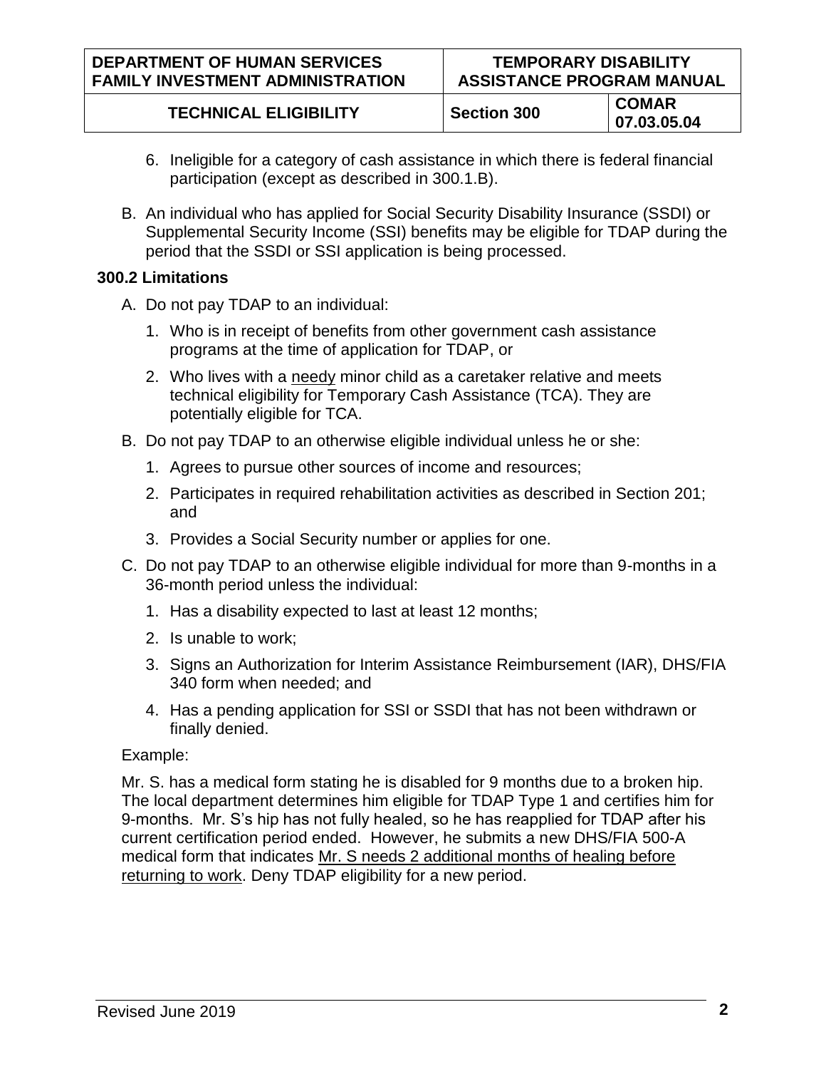6. Ineligible for a category of cash assistance in which there is federal financial participation (except as described in 300.1.B).

B. An individual who has applied for Social Security Disability Insurance (SSDI) or Supplemental Security Income (SSI) benefits may be eligible for TDAP during the period that the SSDI or SSI application is being processed.

### 300.2 Limitations

A. Do not pay TDAP to an individual:

1. Who is in receipt of benefits from other government cash assistance programs at the time of application for TDAP, or
2. Who lives with a <u>needy</u> minor child as a caretaker relative and meets technical eligibility for Temporary Cash Assistance (TCA). They are potentially eligible for TCA.

B. Do not pay TDAP to an otherwise eligible individual unless he or she:

1. Agrees to pursue other sources of income and resources;
2. Participates in required rehabilitation activities as described in Section 201; and
3. Provides a Social Security number or applies for one.

C. Do not pay TDAP to an otherwise eligible individual for more than 9-months in a 36-month period unless the individual:

1. Has a disability expected to last at least 12 months;
2. Is unable to work;
3. Signs an Authorization for Interim Assistance Reimbursement (IAR), DHS/FIA 340 form when needed; and
4. Has a pending application for SSI or SSDI that has not been withdrawn or finally denied.

Example:

Mr. S. has a medical form stating he is disabled for 9 months due to a broken hip. The local department determines him eligible for TDAP Type 1 and certifies him for 9-months. Mr. S's hip has not fully healed, so he has reapplied for TDAP after his current certification period ended. However, he submits a new DHS/FIA 500-A medical form that indicates <u>Mr. S needs 2 additional months of healing before returning to work</u>. Deny TDAP eligibility for a new period.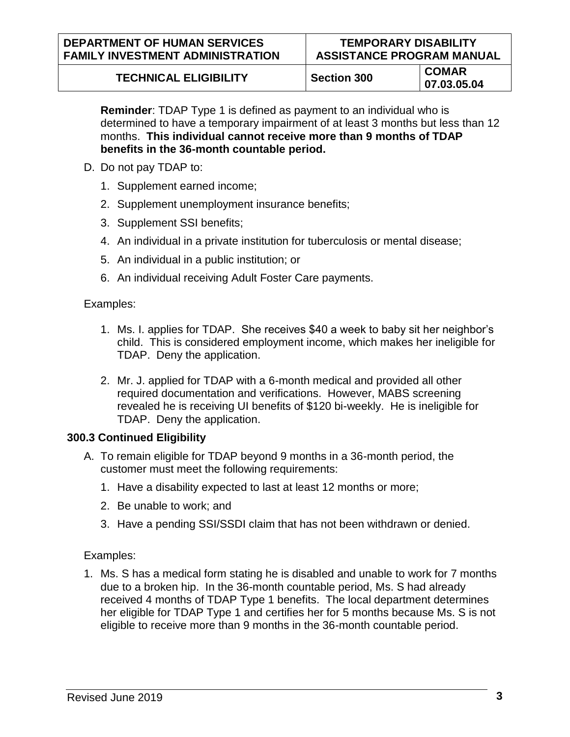**Reminder**: TDAP Type 1 is defined as payment to an individual who is determined to have a temporary impairment of at least 3 months but less than 12 months. **This individual cannot receive more than 9 months of TDAP benefits in the 36-month countable period.**

D. Do not pay TDAP to:

   1. Supplement earned income;
   2. Supplement unemployment insurance benefits;
   3. Supplement SSI benefits;
   4. An individual in a private institution for tuberculosis or mental disease;
   5. An individual in a public institution; or
   6. An individual receiving Adult Foster Care payments.

Examples:

1. Ms. I. applies for TDAP. She receives $40 a week to baby sit her neighbor's child. This is considered employment income, which makes her ineligible for TDAP. Deny the application.

2. Mr. J. applied for TDAP with a 6-month medical and provided all other required documentation and verifications. However, MABS screening revealed he is receiving UI benefits of $120 bi-weekly. He is ineligible for TDAP. Deny the application.

### 300.3 Continued Eligibility

A. To remain eligible for TDAP beyond 9 months in a 36-month period, the customer must meet the following requirements:

   1. Have a disability expected to last at least 12 months or more;
   2. Be unable to work; and
   3. Have a pending SSI/SSDI claim that has not been withdrawn or denied.

Examples:

1. Ms. S has a medical form stating he is disabled and unable to work for 7 months due to a broken hip. In the 36-month countable period, Ms. S had already received 4 months of TDAP Type 1 benefits. The local department determines her eligible for TDAP Type 1 and certifies her for 5 months because Ms. S is not eligible to receive more than 9 months in the 36-month countable period.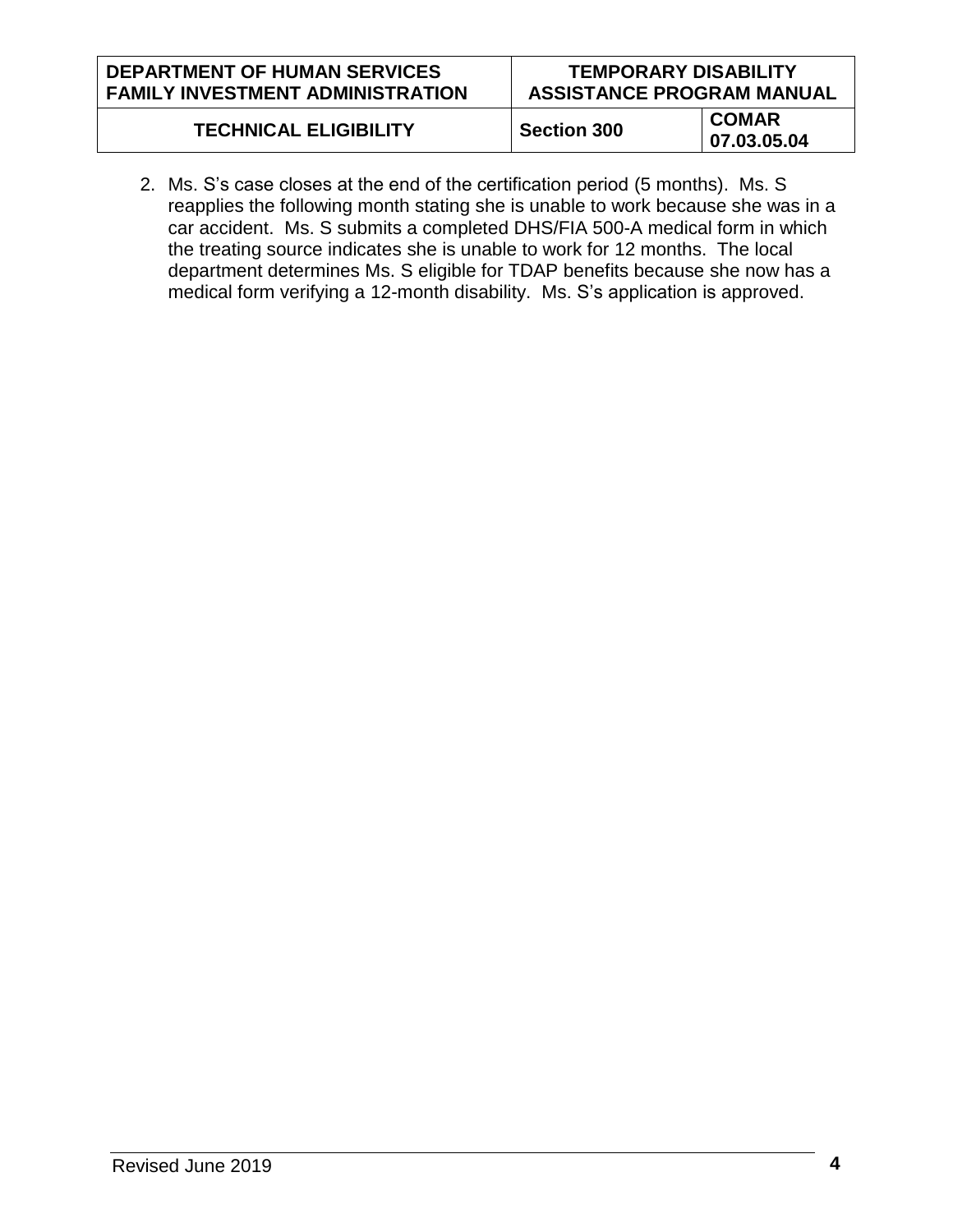2. Ms. S's case closes at the end of the certification period (5 months). Ms. S reapplies the following month stating she is unable to work because she was in a car accident. Ms. S submits a completed DHS/FIA 500-A medical form in which the treating source indicates she is unable to work for 12 months. The local department determines Ms. S eligible for TDAP benefits because she now has a medical form verifying a 12-month disability. Ms. S's application is approved.